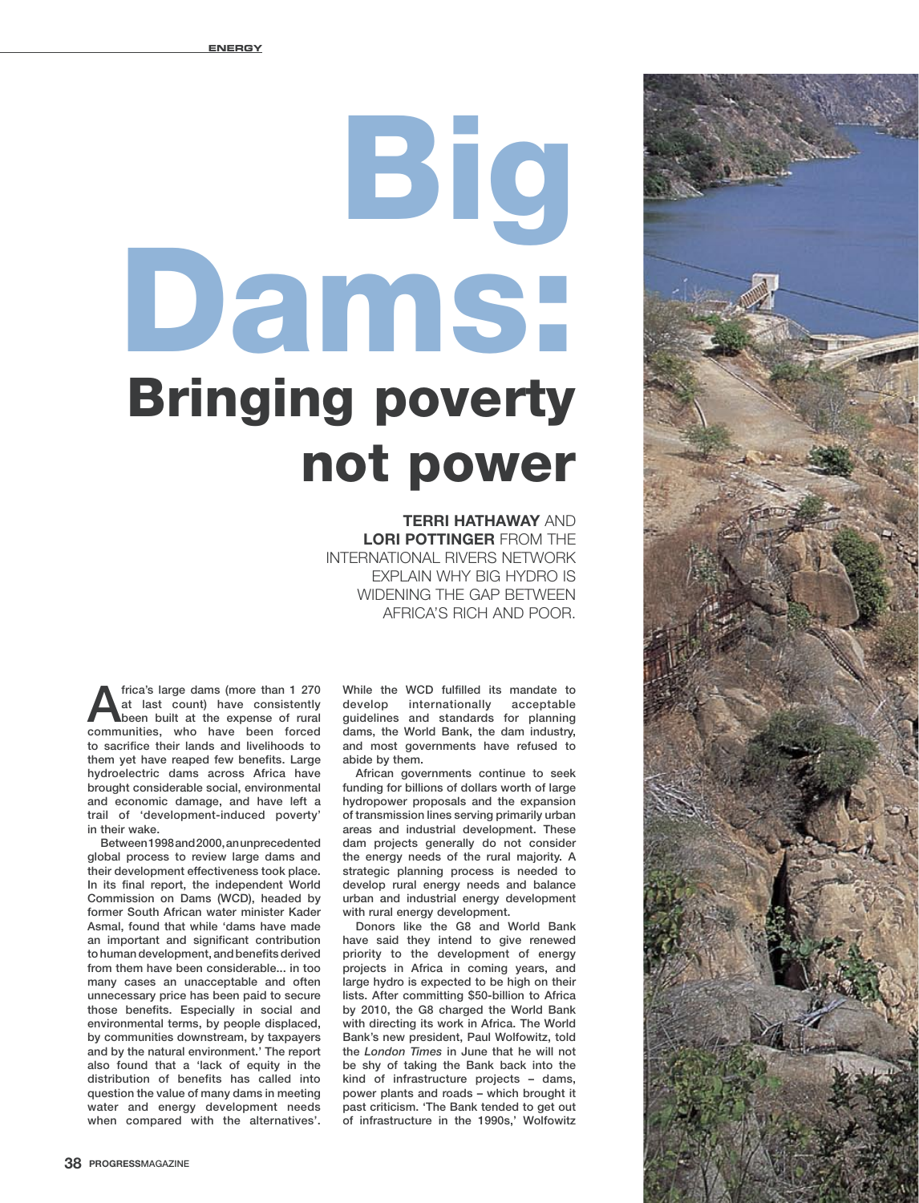# Big Dams:

## Bringing poverty not power

**TERRI HATHAWAY** AND **LORI POTTINGER** FROM THE INTERNATIONAL RIVERS NETWORK EXPLAIN WHY BIG HYDRO IS WIDENING THE GAP BETWEEN AFRICA'S RICH AND POOR.

**Africa's large dams (more than 1 270 at last count) have consistently been built at the expense of rural communities, who have been forced to sacrifice their lands and livelihoods to them yet have reaped few benefits. Large hydroelectric dams across Africa have brought considerable social, environmental and economic damage, and have left a trail of 'development-induced poverty' in their wake.**

Between 1998 and 2000, an unprecedented global process to review large dams and their development effectiveness took place. In its final report, the independent World Commission on Dams (WCD), headed by former South African water minister Kader Asmal, found that while 'dams have made an important and significant contribution to human development, and benefits derived from them have been considerable... in too many cases an unacceptable and often unnecessary price has been paid to secure those benefits. Especially in social and environmental terms, by people displaced, by communities downstream, by taxpayers and by the natural environment.' The report also found that a 'lack of equity in the distribution of benefits has called into question the value of many dams in meeting water and energy development needs when compared with the alternatives'. While the WCD fulfilled its mandate to develop internationally acceptable guidelines and standards for planning dams, the World Bank, the dam industry, and most governments have refused to abide by them.

African governments continue to seek funding for billions of dollars worth of large hydropower proposals and the expansion of transmission lines serving primarily urban areas and industrial development. These dam projects generally do not consider the energy needs of the rural majority. A strategic planning process is needed to develop rural energy needs and balance urban and industrial energy development with rural energy development.

Donors like the G8 and World Bank have said they intend to give renewed priority to the development of energy projects in Africa in coming years, and large hydro is expected to be high on their lists. After committing $50-billion to Africa by 2010, the G8 charged the World Bank with directing its work in Africa. The World Bank's new president, Paul Wolfowitz, told the *London Times* in June that he will not be shy of taking the Bank back into the kind of infrastructure projects – dams, power plants and roads – which brought it past criticism. 'The Bank tended to get out of infrastructure in the 1990s,' Wolfowitz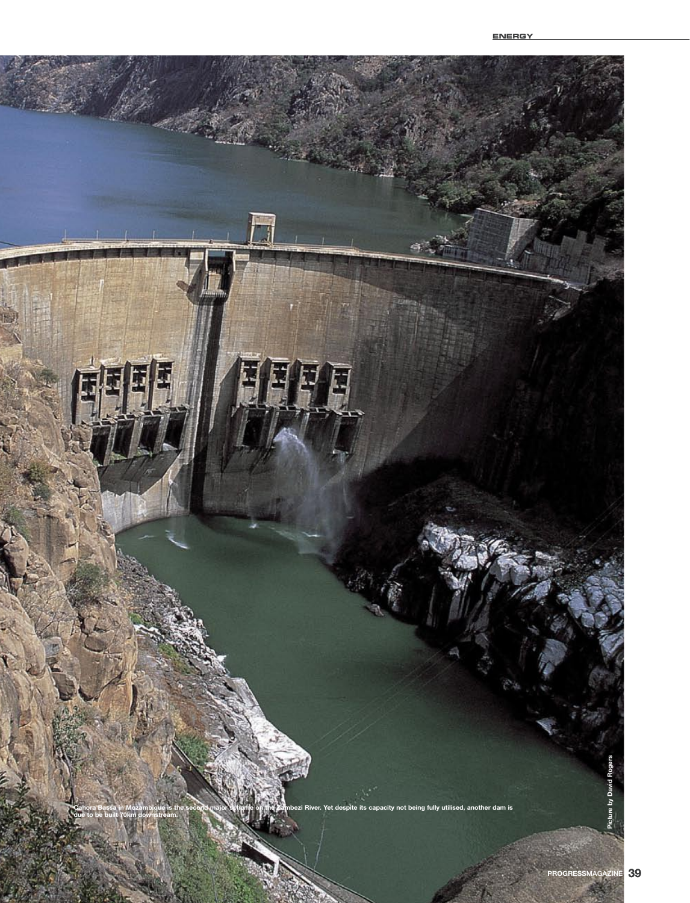Cahora Bassa in Mozambique is the second major scheme on the Zambezi River. Yet despite its capacity not being fully utilised, another dam is due to be built 70km downstream.

Picture by David Rogers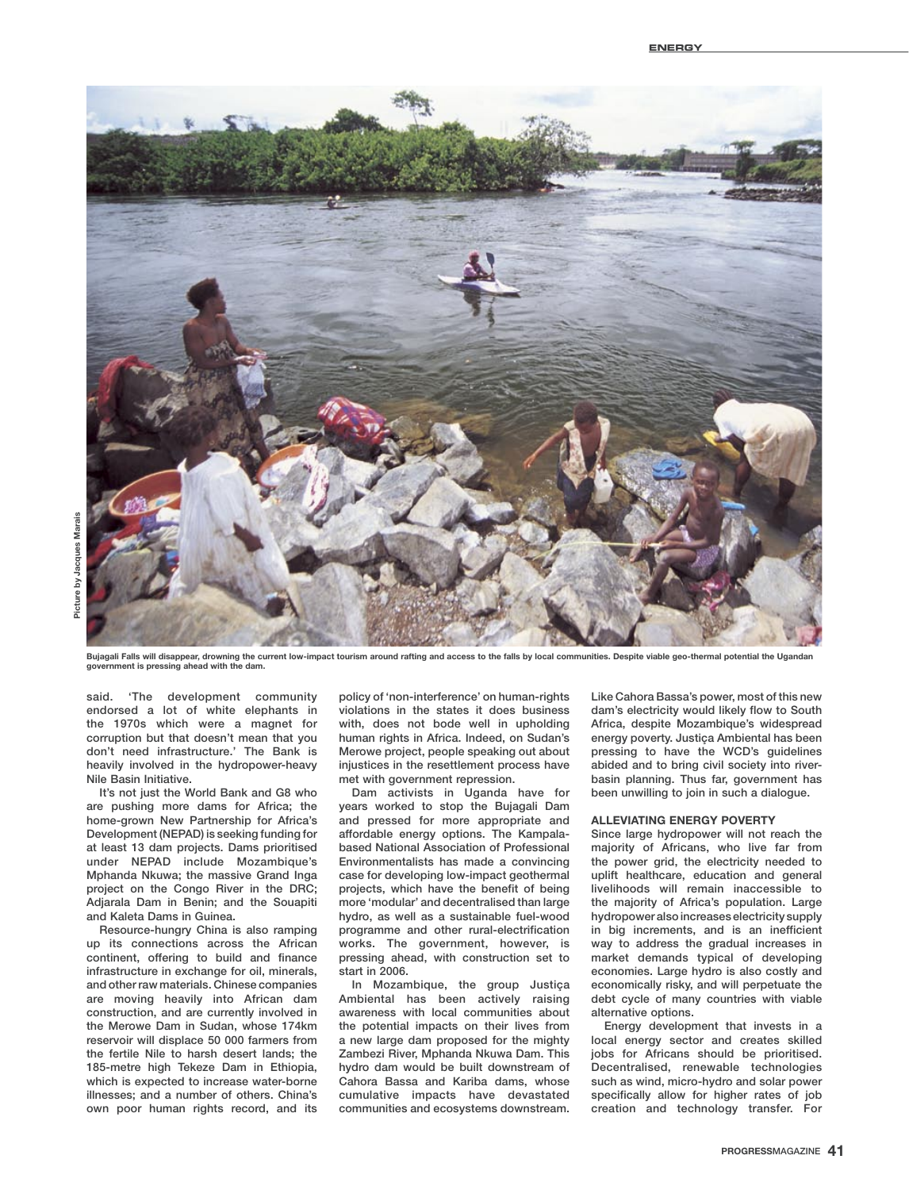Bujagali Falls will disappear, drowning the current low-impact tourism around rafting and access to the falls by local communities. Despite viable geo-thermal potential the Ugandan government is pressing ahead with the dam.

said. 'The development community endorsed a lot of white elephants in the 1970s which were a magnet for corruption but that doesn't mean that you don't need infrastructure.' The Bank is heavily involved in the hydropower-heavy Nile Basin Initiative.

It's not just the World Bank and G8 who are pushing more dams for Africa; the home-grown New Partnership for Africa's Development (NEPAD) is seeking funding for at least 13 dam projects. Dams prioritised under NEPAD include Mozambique's Mphanda Nkuwa; the massive Grand Inga project on the Congo River in the DRC; Adjarala Dam in Benin; and the Souapiti and Kaleta Dams in Guinea.

Resource-hungry China is also ramping up its connections across the African continent, offering to build and finance infrastructure in exchange for oil, minerals, and other raw materials. Chinese companies are moving heavily into African dam construction, and are currently involved in the Merowe Dam in Sudan, whose 174km reservoir will displace 50 000 farmers from the fertile Nile to harsh desert lands; the 185-metre high Tekeze Dam in Ethiopia, which is expected to increase water-borne illnesses; and a number of others. China's own poor human rights record, and its policy of 'non-interference' on human-rights violations in the states it does business with, does not bode well in upholding human rights in Africa. Indeed, on Sudan's Merowe project, people speaking out about injustices in the resettlement process have met with government repression.

Dam activists in Uganda have for years worked to stop the Bujagali Dam and pressed for more appropriate and affordable energy options. The Kampala-based National Association of Professional Environmentalists has made a convincing case for developing low-impact geothermal projects, which have the benefit of being more 'modular' and decentralised than large hydro, as well as a sustainable fuel-wood programme and other rural-electrification works. The government, however, is pressing ahead, with construction set to start in 2006.

In Mozambique, the group Justiça Ambiental has been actively raising awareness with local communities about the potential impacts on their lives from a new large dam proposed for the mighty Zambezi River, Mphanda Nkuwa Dam. This hydro dam would be built downstream of Cahora Bassa and Kariba dams, whose cumulative impacts have devastated communities and ecosystems downstream. Like Cahora Bassa's power, most of this new dam's electricity would likely flow to South Africa, despite Mozambique's widespread energy poverty. Justiça Ambiental has been pressing to have the WCD's guidelines abided and to bring civil society into river-basin planning. Thus far, government has been unwilling to join in such a dialogue.

## ALLEVIATING ENERGY POVERTY

Since large hydropower will not reach the majority of Africans, who live far from the power grid, the electricity needed to uplift healthcare, education and general livelihoods will remain inaccessible to the majority of Africa's population. Large hydropower also increases electricity supply in big increments, and is an inefficient way to address the gradual increases in market demands typical of developing economies. Large hydro is also costly and economically risky, and will perpetuate the debt cycle of many countries with viable alternative options.

Energy development that invests in a local energy sector and creates skilled jobs for Africans should be prioritised. Decentralised, renewable technologies such as wind, micro-hydro and solar power specifically allow for higher rates of job creation and technology transfer. For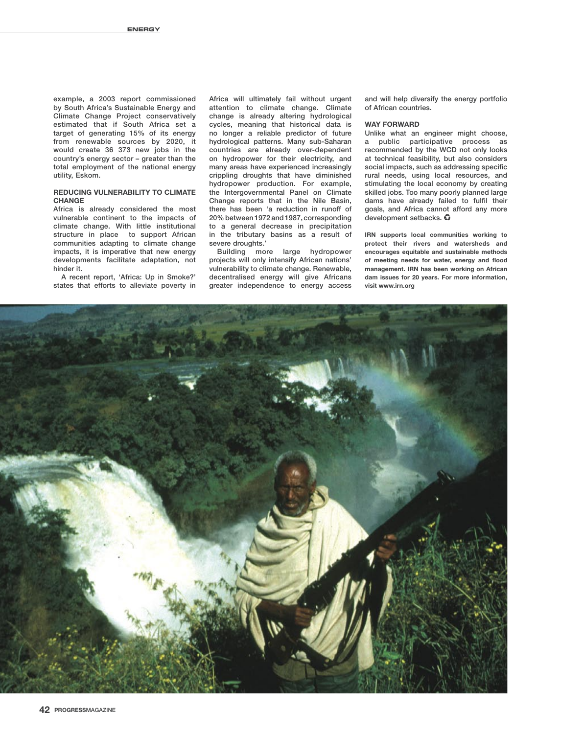example, a 2003 report commissioned by South Africa's Sustainable Energy and Climate Change Project conservatively estimated that if South Africa set a target of generating 15% of its energy from renewable sources by 2020, it would create 36 373 new jobs in the country's energy sector – greater than the total employment of the national energy utility, Eskom.

### REDUCING VULNERABILITY TO CLIMATE CHANGE

Africa is already considered the most vulnerable continent to the impacts of climate change. With little institutional structure in place to support African communities adapting to climate change impacts, it is imperative that new energy developments facilitate adaptation, not hinder it.

A recent report, 'Africa: Up in Smoke?' states that efforts to alleviate poverty in Africa will ultimately fail without urgent attention to climate change. Climate change is already altering hydrological cycles, meaning that historical data is no longer a reliable predictor of future hydrological patterns. Many sub-Saharan countries are already over-dependent on hydropower for their electricity, and many areas have experienced increasingly crippling droughts that have diminished hydropower production. For example, the Intergovernmental Panel on Climate Change reports that in the Nile Basin, there has been 'a reduction in runoff of 20% between 1972 and 1987, corresponding to a general decrease in precipitation in the tributary basins as a result of severe droughts.'

Building more large hydropower projects will only intensify African nations' vulnerability to climate change. Renewable, decentralised energy will give Africans greater independence to energy access and will help diversify the energy portfolio of African countries.

### WAY FORWARD

Unlike what an engineer might choose, a public participative process as recommended by the WCD not only looks at technical feasibility, but also considers social impacts, such as addressing specific rural needs, using local resources, and stimulating the local economy by creating skilled jobs. Too many poorly planned large dams have already failed to fulfil their goals, and Africa cannot afford any more development setbacks. ♻

**IRN supports local communities working to protect their rivers and watersheds and encourages equitable and sustainable methods of meeting needs for water, energy and flood management. IRN has been working on African dam issues for 20 years. For more information, visit www.irn.org**